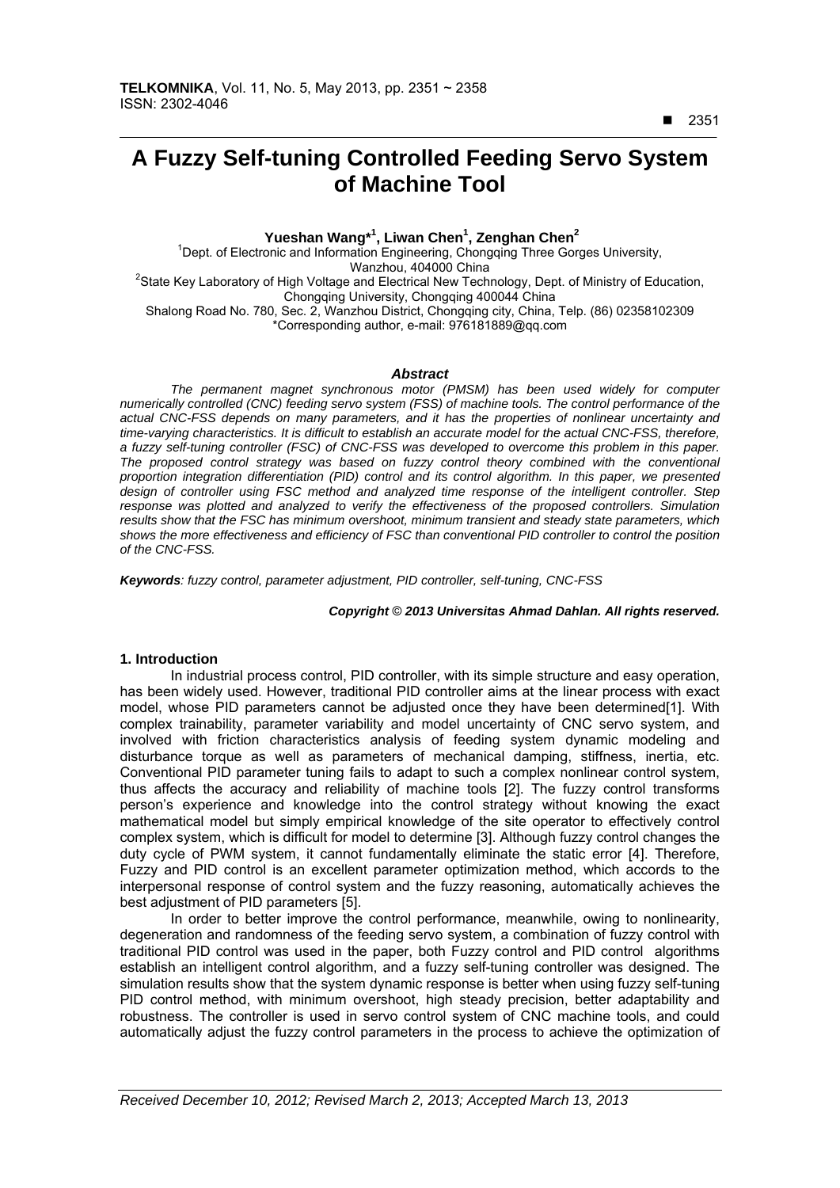# A Fuzzy Self-tuning Controlled Feeding Servo System of Machine Tool

**Yueshan Wang*[1], Liwan Chen[1], Zenghan Chen[2]**

[1]Dept. of Electronic and Information Engineering, Chongqing Three Gorges University, Wanzhou, 404000 China

[2]State Key Laboratory of High Voltage and Electrical New Technology, Dept. of Ministry of Education, Chongqing University, Chongqing 400044 China

Shalong Road No. 780, Sec. 2, Wanzhou District, Chongqing city, China, Telp. (86) 02358102309

*Corresponding author, e-mail: 976181889@qq.com

### *Abstract*

*The permanent magnet synchronous motor (PMSM) has been used widely for computer numerically controlled (CNC) feeding servo system (FSS) of machine tools. The control performance of the actual CNC-FSS depends on many parameters, and it has the properties of nonlinear uncertainty and time-varying characteristics. It is difficult to establish an accurate model for the actual CNC-FSS, therefore, a fuzzy self-tuning controller (FSC) of CNC-FSS was developed to overcome this problem in this paper. The proposed control strategy was based on fuzzy control theory combined with the conventional proportion integration differentiation (PID) control and its control algorithm. In this paper, we presented design of controller using FSC method and analyzed time response of the intelligent controller. Step response was plotted and analyzed to verify the effectiveness of the proposed controllers. Simulation results show that the FSC has minimum overshoot, minimum transient and steady state parameters, which shows the more effectiveness and efficiency of FSC than conventional PID controller to control the position of the CNC-FSS.*

***Keywords****: fuzzy control, parameter adjustment, PID controller, self-tuning, CNC-FSS*

***Copyright © 2013 Universitas Ahmad Dahlan. All rights reserved.***

## 1. Introduction

In industrial process control, PID controller, with its simple structure and easy operation, has been widely used. However, traditional PID controller aims at the linear process with exact model, whose PID parameters cannot be adjusted once they have been determined[1]. With complex trainability, parameter variability and model uncertainty of CNC servo system, and involved with friction characteristics analysis of feeding system dynamic modeling and disturbance torque as well as parameters of mechanical damping, stiffness, inertia, etc. Conventional PID parameter tuning fails to adapt to such a complex nonlinear control system, thus affects the accuracy and reliability of machine tools [2]. The fuzzy control transforms person's experience and knowledge into the control strategy without knowing the exact mathematical model but simply empirical knowledge of the site operator to effectively control complex system, which is difficult for model to determine [3]. Although fuzzy control changes the duty cycle of PWM system, it cannot fundamentally eliminate the static error [4]. Therefore, Fuzzy and PID control is an excellent parameter optimization method, which accords to the interpersonal response of control system and the fuzzy reasoning, automatically achieves the best adjustment of PID parameters [5].

In order to better improve the control performance, meanwhile, owing to nonlinearity, degeneration and randomness of the feeding servo system, a combination of fuzzy control with traditional PID control was used in the paper, both Fuzzy control and PID control algorithms establish an intelligent control algorithm, and a fuzzy self-tuning controller was designed. The simulation results show that the system dynamic response is better when using fuzzy self-tuning PID control method, with minimum overshoot, high steady precision, better adaptability and robustness. The controller is used in servo control system of CNC machine tools, and could automatically adjust the fuzzy control parameters in the process to achieve the optimization of

*Received December 10, 2012; Revised March 2, 2013; Accepted March 13, 2013*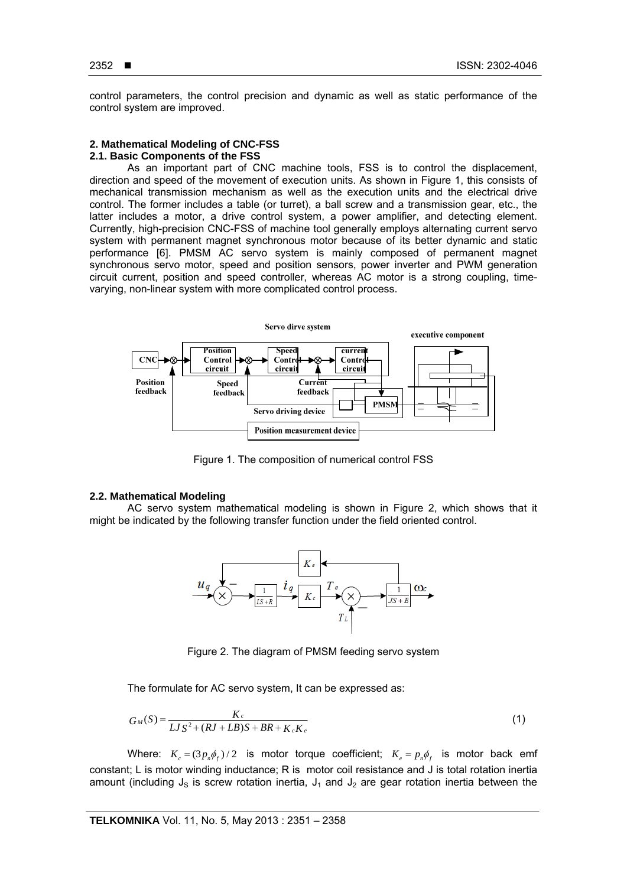control parameters, the control precision and dynamic as well as static performance of the control system are improved.

## 2. Mathematical Modeling of CNC-FSS

### 2.1. Basic Components of the FSS

As an important part of CNC machine tools, FSS is to control the displacement, direction and speed of the movement of execution units. As shown in Figure 1, this consists of mechanical transmission mechanism as well as the execution units and the electrical drive control. The former includes a table (or turret), a ball screw and a transmission gear, etc., the latter includes a motor, a drive control system, a power amplifier, and detecting element. Currently, high-precision CNC-FSS of machine tool generally employs alternating current servo system with permanent magnet synchronous motor because of its better dynamic and static performance [6]. PMSM AC servo system is mainly composed of permanent magnet synchronous servo motor, speed and position sensors, power inverter and PWM generation circuit current, position and speed controller, whereas AC motor is a strong coupling, time-varying, non-linear system with more complicated control process.

Figure 1. The composition of numerical control FSS

### 2.2. Mathematical Modeling

AC servo system mathematical modeling is shown in Figure 2, which shows that it might be indicated by the following transfer function under the field oriented control.

Figure 2. The diagram of PMSM feeding servo system

The formulate for AC servo system, It can be expressed as:

$$G_M(S) = \frac{K_c}{LJS^2 + (RJ + LB)S + BR + K_c K_e} \tag{1}$$

Where: $K_c = (3p_n\phi_f)/2$ is motor torque coefficient; $K_e = p_n\phi_f$ is motor back emf constant; L is motor winding inductance; R is motor coil resistance and J is total rotation inertia amount (including $J_S$ is screw rotation inertia, $J_1$ and $J_2$ are gear rotation inertia between the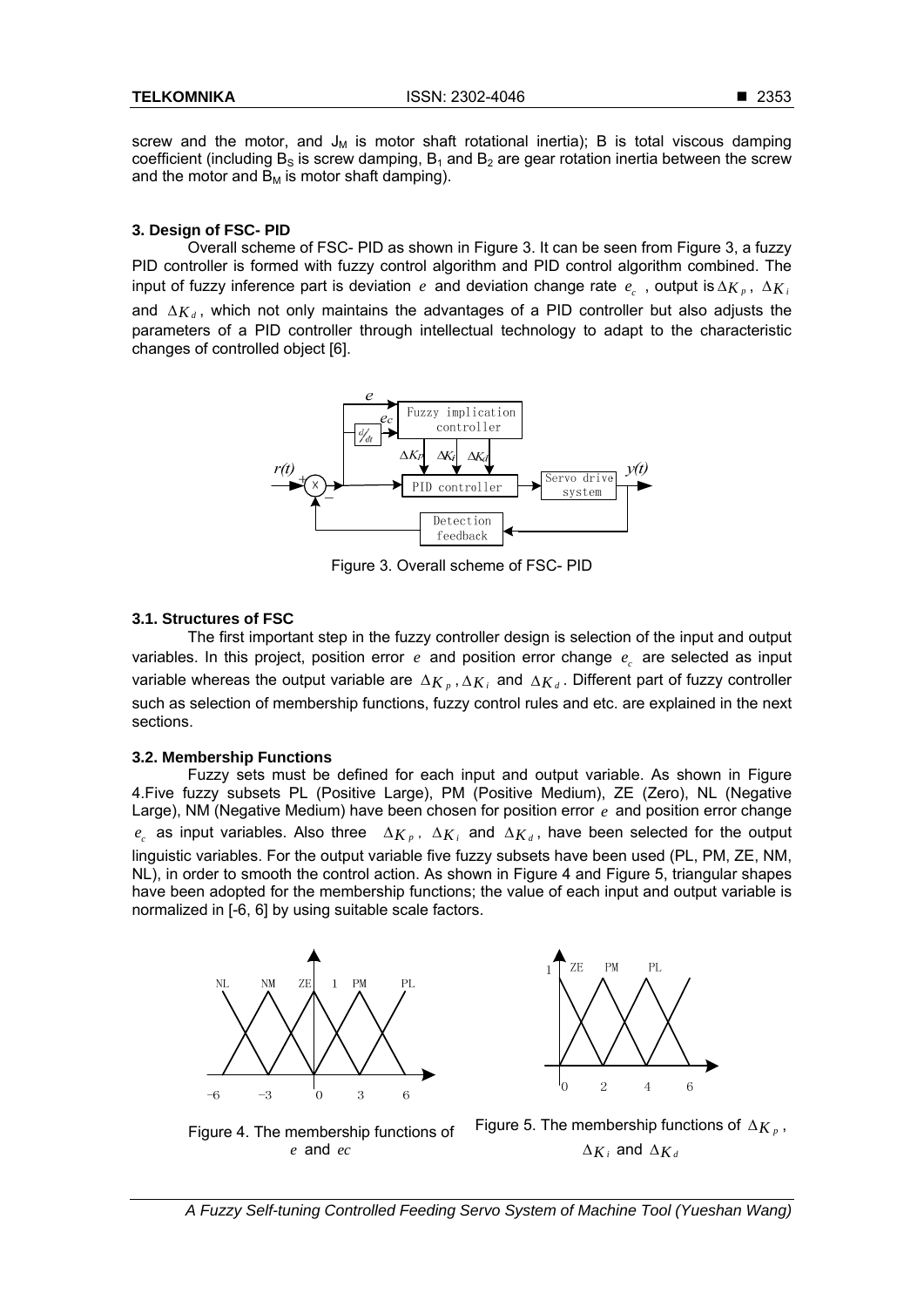screw and the motor, and $J_M$ is motor shaft rotational inertia); B is total viscous damping coefficient (including $B_S$ is screw damping, $B_1$ and $B_2$ are gear rotation inertia between the screw and the motor and $B_M$ is motor shaft damping).

## 3. Design of FSC- PID

Overall scheme of FSC- PID as shown in Figure 3. It can be seen from Figure 3, a fuzzy PID controller is formed with fuzzy control algorithm and PID control algorithm combined. The input of fuzzy inference part is deviation $e$ and deviation change rate $e_c$ , output is $\Delta K_p$, $\Delta K_i$ and $\Delta K_d$, which not only maintains the advantages of a PID controller but also adjusts the parameters of a PID controller through intellectual technology to adapt to the characteristic changes of controlled object [6].

Figure 3. Overall scheme of FSC- PID

### 3.1. Structures of FSC

The first important step in the fuzzy controller design is selection of the input and output variables. In this project, position error $e$ and position error change $e_c$ are selected as input variable whereas the output variable are $\Delta K_p$, $\Delta K_i$ and $\Delta K_d$. Different part of fuzzy controller such as selection of membership functions, fuzzy control rules and etc. are explained in the next sections.

### 3.2. Membership Functions

Fuzzy sets must be defined for each input and output variable. As shown in Figure 4.Five fuzzy subsets PL (Positive Large), PM (Positive Medium), ZE (Zero), NL (Negative Large), NM (Negative Medium) have been chosen for position error $e$ and position error change $e_c$ as input variables. Also three $\Delta K_p$, $\Delta K_i$ and $\Delta K_d$, have been selected for the output linguistic variables. For the output variable five fuzzy subsets have been used (PL, PM, ZE, NM, NL), in order to smooth the control action. As shown in Figure 4 and Figure 5, triangular shapes have been adopted for the membership functions; the value of each input and output variable is normalized in [-6, 6] by using suitable scale factors.

Figure 4. The membership functions of $e$ and $ec$

Figure 5. The membership functions of $\Delta K_p$, $\Delta K_i$ and $\Delta K_d$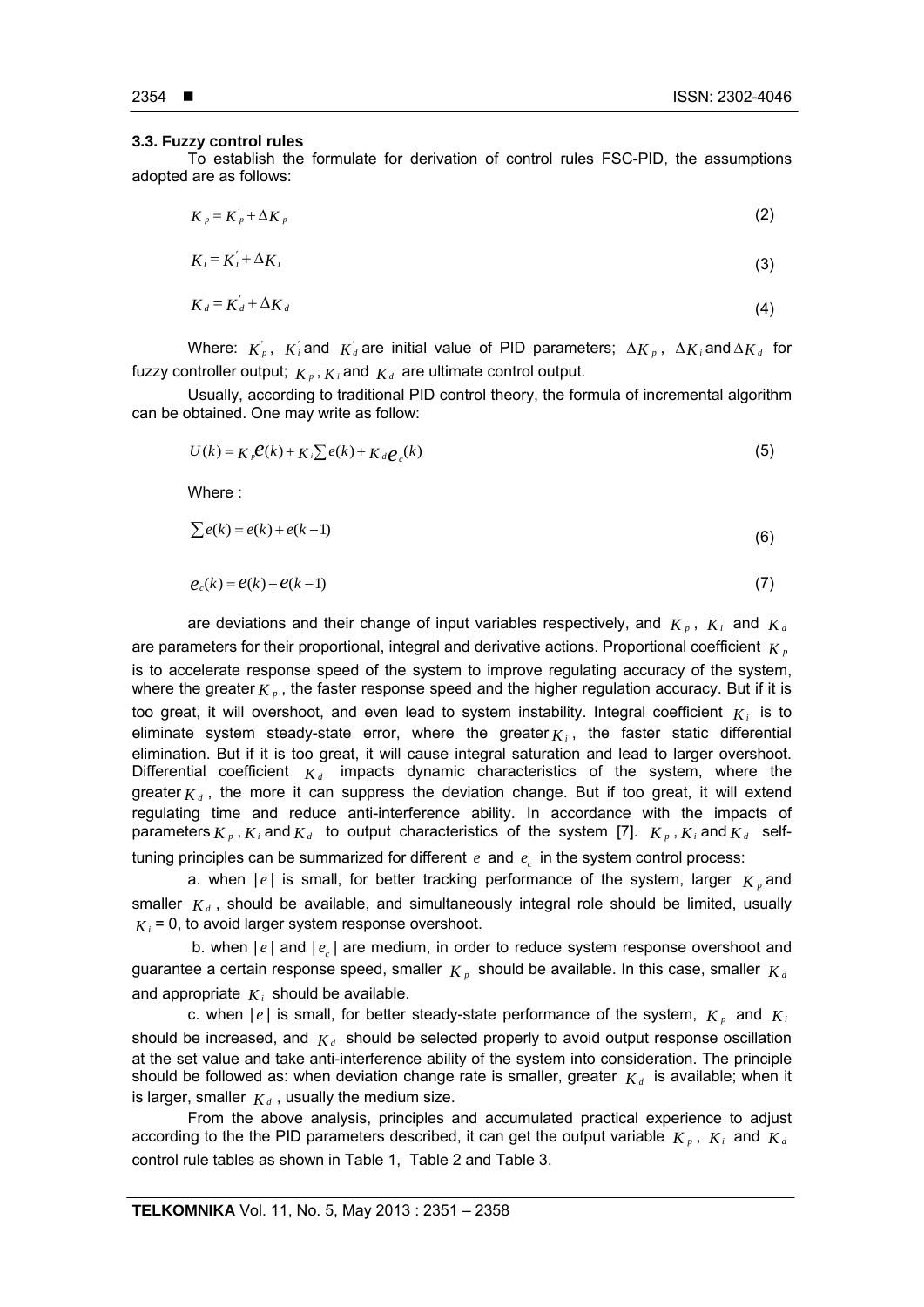### 3.3. Fuzzy control rules

To establish the formulate for derivation of control rules FSC-PID, the assumptions adopted are as follows:

$$K_p = K_p^{'} + \Delta K_p \tag{2}$$

$$K_i = K_i^{'} + \Delta K_i \tag{3}$$

$$K_d = K_d^{'} + \Delta K_d \tag{4}$$

Where: $K_p^{'}$, $K_i^{'}$ and $K_d^{'}$ are initial value of PID parameters; $\Delta K_p$, $\Delta K_i$ and $\Delta K_d$ for fuzzy controller output; $K_p$, $K_i$ and $K_d$ are ultimate control output.

Usually, according to traditional PID control theory, the formula of incremental algorithm can be obtained. One may write as follow:

$$U(k) = K_p e(k) + K_i \sum e(k) + K_d e_c(k) \tag{5}$$

Where :

$$\sum e(k) = e(k) + e(k-1) \tag{6}$$

$$e_c(k) = e(k) + e(k-1) \tag{7}$$

are deviations and their change of input variables respectively, and $K_p$, $K_i$ and $K_d$ are parameters for their proportional, integral and derivative actions. Proportional coefficient $K_p$ is to accelerate response speed of the system to improve regulating accuracy of the system, where the greater $K_p$, the faster response speed and the higher regulation accuracy. But if it is too great, it will overshoot, and even lead to system instability. Integral coefficient $K_i$ is to eliminate system steady-state error, where the greater $K_i$, the faster static differential elimination. But if it is too great, it will cause integral saturation and lead to larger overshoot. Differential coefficient $K_d$ impacts dynamic characteristics of the system, where the greater $K_d$, the more it can suppress the deviation change. But if too great, it will extend regulating time and reduce anti-interference ability. In accordance with the impacts of parameters $K_p$, $K_i$ and $K_d$ to output characteristics of the system [7]. $K_p$, $K_i$ and $K_d$ self-tuning principles can be summarized for different $e$ and $e_c$ in the system control process:

a. when $|e|$ is small, for better tracking performance of the system, larger $K_p$ and smaller $K_d$, should be available, and simultaneously integral role should be limited, usually $K_i$ = 0, to avoid larger system response overshoot.

b. when $|e|$ and $|e_c|$ are medium, in order to reduce system response overshoot and guarantee a certain response speed, smaller $K_p$ should be available. In this case, smaller $K_d$ and appropriate $K_i$ should be available.

c. when $|e|$ is small, for better steady-state performance of the system, $K_p$ and $K_i$ should be increased, and $K_d$ should be selected properly to avoid output response oscillation at the set value and take anti-interference ability of the system into consideration. The principle should be followed as: when deviation change rate is smaller, greater $K_d$ is available; when it is larger, smaller $K_d$, usually the medium size.

From the above analysis, principles and accumulated practical experience to adjust according to the the PID parameters described, it can get the output variable $K_p$, $K_i$ and $K_d$ control rule tables as shown in Table 1, Table 2 and Table 3.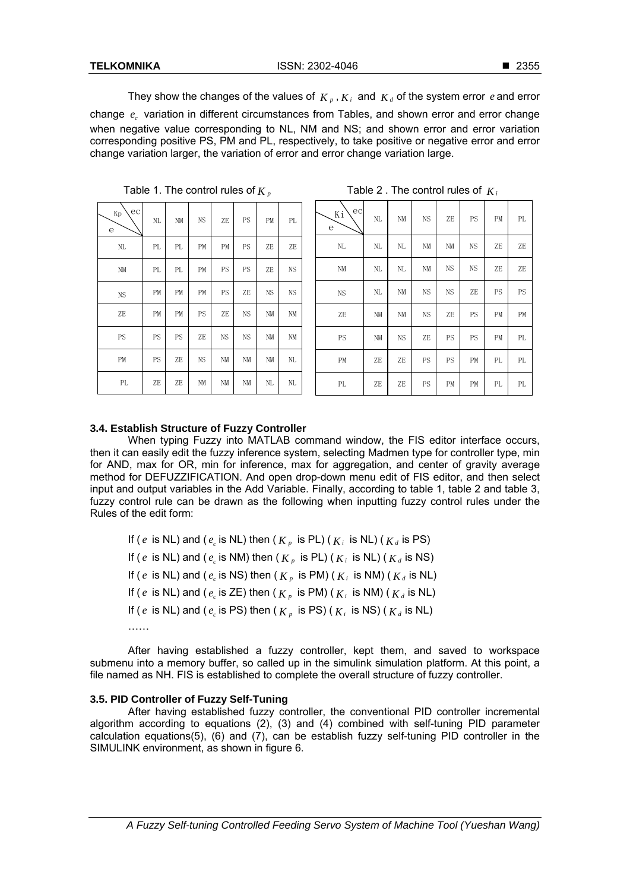They show the changes of the values of $K_p$, $K_i$ and $K_d$ of the system error $e$ and error change $e_c$ variation in different circumstances from Tables, and shown error and error change when negative value corresponding to NL, NM and NS; and shown error and error variation corresponding positive PS, PM and PL, respectively, to take positive or negative error and error change variation larger, the variation of error and error change variation large.

Table 1. The control rules of $K_p$

| Kp \ ec / e | NL | NM | NS | ZE | PS | PM | PL |
|---|---|---|---|---|---|---|---|
| NL | PL | PL | PM | PM | PS | ZE | ZE |
| NM | PL | PL | PM | PS | PS | ZE | NS |
| NS | PM | PM | PM | PS | ZE | NS | NS |
| ZE | PM | PM | PS | ZE | NS | NM | NM |
| PS | PS | PS | ZE | NS | NS | NM | NM |
| PM | PS | ZE | NS | NM | NM | NM | NL |
| PL | ZE | ZE | NM | NM | NM | NL | NL |

Table 2 . The control rules of $K_i$

| Ki \ ec / e | NL | NM | NS | ZE | PS | PM | PL |
|---|---|---|---|---|---|---|---|
| NL | NL | NL | NM | NM | NS | ZE | ZE |
| NM | NL | NL | NM | NS | NS | ZE | ZE |
| NS | NL | NM | NS | NS | ZE | PS | PS |
| ZE | NM | NM | NS | ZE | PS | PM | PM |
| PS | NM | NS | ZE | PS | PS | PM | PL |
| PM | ZE | ZE | PS | PS | PM | PL | PL |
| PL | ZE | ZE | PS | PM | PM | PL | PL |

### 3.4. Establish Structure of Fuzzy Controller

When typing Fuzzy into MATLAB command window, the FIS editor interface occurs, then it can easily edit the fuzzy inference system, selecting Madmen type for controller type, min for AND, max for OR, min for inference, max for aggregation, and center of gravity average method for DEFUZZIFICATION. And open drop-down menu edit of FIS editor, and then select input and output variables in the Add Variable. Finally, according to table 1, table 2 and table 3, fuzzy control rule can be drawn as the following when inputting fuzzy control rules under the Rules of the edit form:

If ( $e$ is NL) and ( $e_c$ is NL) then ( $K_p$ is PL) ( $K_i$ is NL) ( $K_d$ is PS)
If ( $e$ is NL) and ( $e_c$ is NM) then ( $K_p$ is PL) ( $K_i$ is NL) ( $K_d$ is NS)
If ( $e$ is NL) and ( $e_c$ is NS) then ( $K_p$ is PM) ( $K_i$ is NM) ( $K_d$ is NL)
If ( $e$ is NL) and ( $e_c$ is ZE) then ( $K_p$ is PM) ( $K_i$ is NM) ( $K_d$ is NL)
If ( $e$ is NL) and ( $e_c$ is PS) then ( $K_p$ is PS) ( $K_i$ is NS) ( $K_d$ is NL)
……

After having established a fuzzy controller, kept them, and saved to workspace submenu into a memory buffer, so called up in the simulink simulation platform. At this point, a file named as NH. FIS is established to complete the overall structure of fuzzy controller.

### 3.5. PID Controller of Fuzzy Self-Tuning

After having established fuzzy controller, the conventional PID controller incremental algorithm according to equations (2), (3) and (4) combined with self-tuning PID parameter calculation equations(5), (6) and (7), can be establish fuzzy self-tuning PID controller in the SIMULINK environment, as shown in figure 6.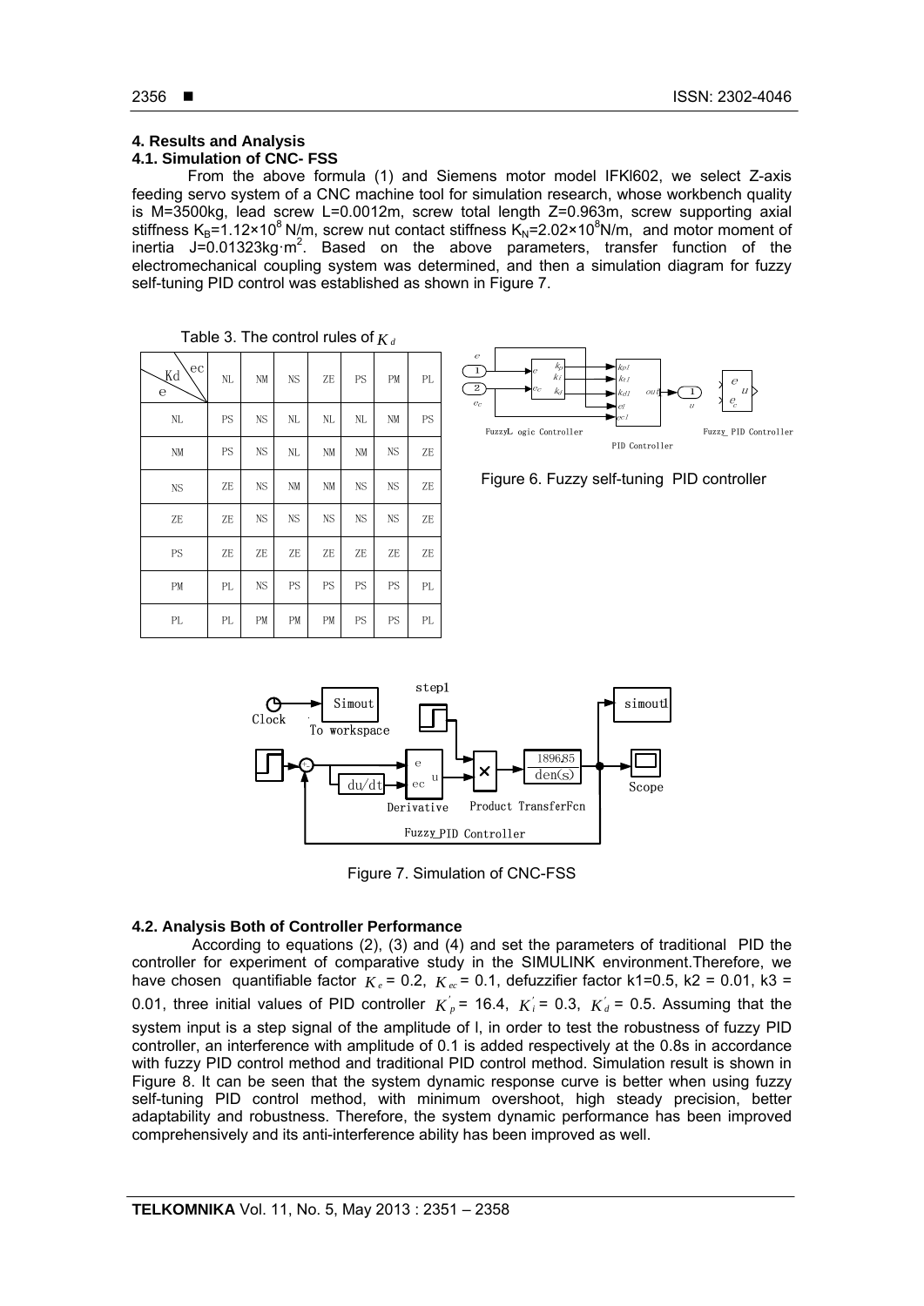## 4. Results and Analysis

### 4.1. Simulation of CNC- FSS

From the above formula (1) and Siemens motor model IFKl602, we select Z-axis feeding servo system of a CNC machine tool for simulation research, whose workbench quality is M=3500kg, lead screw L=0.0012m, screw total length Z=0.963m, screw supporting axial stiffness $K_B$=1.12×$10^8$ N/m, screw nut contact stiffness $K_N$=2.02×$10^8$N/m, and motor moment of inertia J=0.01323kg·$m^2$. Based on the above parameters, transfer function of the electromechanical coupling system was determined, and then a simulation diagram for fuzzy self-tuning PID control was established as shown in Figure 7.

Table 3. The control rules of $K_d$

| Kd \ e, ec | NL | NM | NS | ZE | PS | PM | PL |
|---|---|---|---|---|---|---|---|
| NL | PS | NS | NL | NL | NL | NM | PS |
| NM | PS | NS | NL | NM | NM | NS | ZE |
| NS | ZE | NS | NM | NM | NS | NS | ZE |
| ZE | ZE | NS | NS | NS | NS | NS | ZE |
| PS | ZE | ZE | ZE | ZE | ZE | ZE | ZE |
| PM | PL | NS | PS | PS | PS | PS | PL |
| PL | PL | PM | PM | PM | PS | PS | PL |

Figure 6. Fuzzy self-tuning PID controller

Figure 7. Simulation of CNC-FSS

### 4.2. Analysis Both of Controller Performance

According to equations (2), (3) and (4) and set the parameters of traditional PID the controller for experiment of comparative study in the SIMULINK environment.Therefore, we have chosen quantifiable factor $K_e$ = 0.2, $K_{ec}$ = 0.1, defuzzifier factor k1=0.5, k2 = 0.01, k3 = 0.01, three initial values of PID controller $K_p^{'}$ = 16.4, $K_i^{'}$ = 0.3, $K_d^{'}$ = 0.5. Assuming that the system input is a step signal of the amplitude of l, in order to test the robustness of fuzzy PID controller, an interference with amplitude of 0.1 is added respectively at the 0.8s in accordance with fuzzy PID control method and traditional PID control method. Simulation result is shown in Figure 8. It can be seen that the system dynamic response curve is better when using fuzzy self-tuning PID control method, with minimum overshoot, high steady precision, better adaptability and robustness. Therefore, the system dynamic performance has been improved comprehensively and its anti-interference ability has been improved as well.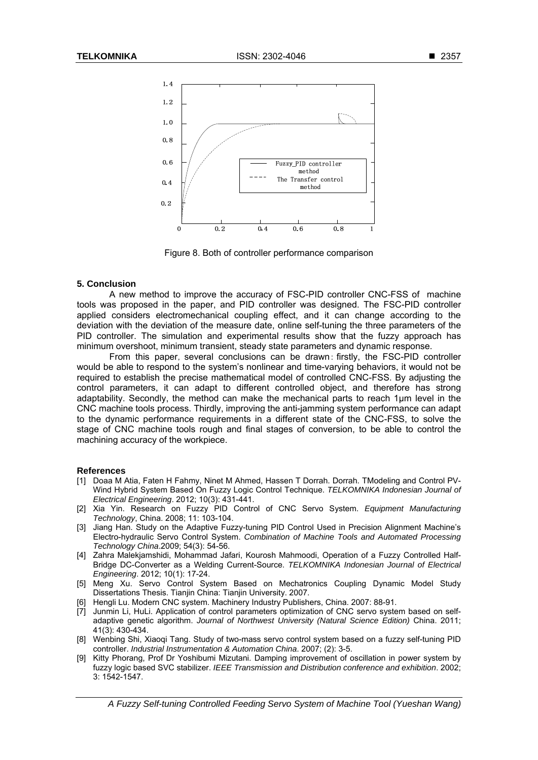Figure 8. Both of controller performance comparison

## 5. Conclusion

A new method to improve the accuracy of FSC-PID controller CNC-FSS of machine tools was proposed in the paper, and PID controller was designed. The FSC-PID controller applied considers electromechanical coupling effect, and it can change according to the deviation with the deviation of the measure date, online self-tuning the three parameters of the PID controller. The simulation and experimental results show that the fuzzy approach has minimum overshoot, minimum transient, steady state parameters and dynamic response.

From this paper, several conclusions can be drawn: firstly, the FSC-PID controller would be able to respond to the system's nonlinear and time-varying behaviors, it would not be required to establish the precise mathematical model of controlled CNC-FSS. By adjusting the control parameters, it can adapt to different controlled object, and therefore has strong adaptability. Secondly, the method can make the mechanical parts to reach 1μm level in the CNC machine tools process. Thirdly, improving the anti-jamming system performance can adapt to the dynamic performance requirements in a different state of the CNC-FSS, to solve the stage of CNC machine tools rough and final stages of conversion, to be able to control the machining accuracy of the workpiece.

## References

[1] Doaa M Atia, Faten H Fahmy, Ninet M Ahmed, Hassen T Dorrah. Dorrah. TModeling and Control PV-Wind Hybrid System Based On Fuzzy Logic Control Technique. *TELKOMNIKA Indonesian Journal of Electrical Engineering*. 2012; 10(3): 431-441.

[2] Xia Yin. Research on Fuzzy PID Control of CNC Servo System. *Equipment Manufacturing Technology*, China. 2008; 11: 103-104.

[3] Jiang Han. Study on the Adaptive Fuzzy-tuning PID Control Used in Precision Alignment Machine's Electro-hydraulic Servo Control System. *Combination of Machine Tools and Automated Processing Technology China*.2009; 54(3): 54-56.

[4] Zahra Malekjamshidi, Mohammad Jafari, Kourosh Mahmoodi, Operation of a Fuzzy Controlled Half-Bridge DC-Converter as a Welding Current-Source. *TELKOMNIKA Indonesian Journal of Electrical Engineering*. 2012; 10(1): 17-24.

[5] Meng Xu. Servo Control System Based on Mechatronics Coupling Dynamic Model Study Dissertations Thesis. Tianjin China: Tianjin University. 2007.

[6] Hengli Lu. Modern CNC system. Machinery Industry Publishers, China. 2007: 88-91.

[7] Junmin Li, HuLi. Application of control parameters optimization of CNC servo system based on self-adaptive genetic algorithm. *Journal of Northwest University (Natural Science Edition)* China. 2011; 41(3): 430-434.

[8] Wenbing Shi, Xiaoqi Tang. Study of two-mass servo control system based on a fuzzy self-tuning PID controller. *Industrial Instrumentation & Automation China*. 2007; (2): 3-5.

[9] Kitty Phorang, Prof Dr Yoshibumi Mizutani. Damping improvement of oscillation in power system by fuzzy logic based SVC stabilizer. *IEEE Transmission and Distribution conference and exhibition*. 2002; 3: 1542-1547.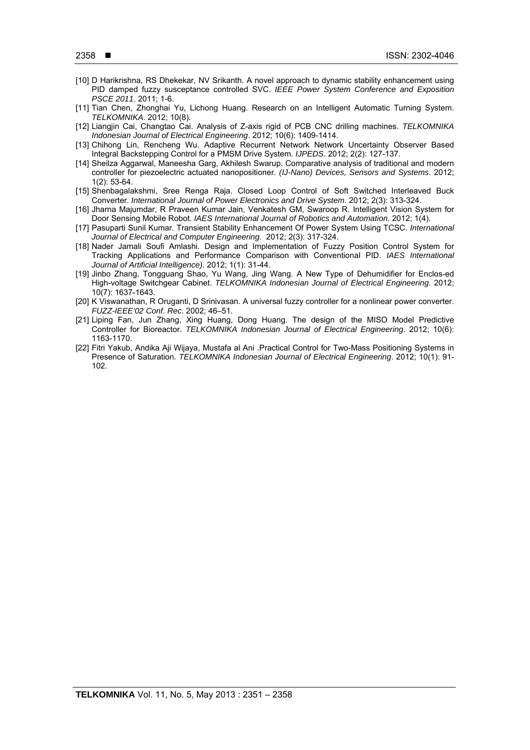[10] D Harikrishna, RS Dhekekar, NV Srikanth. A novel approach to dynamic stability enhancement using PID damped fuzzy susceptance controlled SVC. *IEEE Power System Conference and Exposition PSCE 2011*. 2011; 1-6.

[11] Tian Chen, Zhonghai Yu, Lichong Huang. Research on an Intelligent Automatic Turning System. *TELKOMNIKA*. 2012; 10(8).

[12] Liangjin Cai, Changtao Cai. Analysis of Z-axis rigid of PCB CNC drilling machines. *TELKOMNIKA Indonesian Journal of Electrical Engineering*. 2012; 10(6): 1409-1414.

[13] Chihong Lin, Rencheng Wu. Adaptive Recurrent Network Network Uncertainty Observer Based Integral Backstepping Control for a PMSM Drive System. *IJPEDS*. 2012; 2(2): 127-137.

[14] Sheilza Aggarwal, Maneesha Garg, Akhilesh Swarup. Comparative analysis of traditional and modern controller for piezoelectric actuated nanopositioner. *(IJ-Nano) Devices, Sensors and Systems*. 2012; 1(2): 53-64.

[15] Shenbagalakshmi, Sree Renga Raja. Closed Loop Control of Soft Switched Interleaved Buck Converter. *International Journal of Power Electronics and Drive System*. 2012; 2(3): 313-324.

[16] Jharna Majumdar, R Praveen Kumar Jain, Venkatesh GM, Swaroop R. Intelligent Vision System for Door Sensing Mobile Robot. *IAES International Journal of Robotics and Automation*. 2012; 1(4).

[17] Pasuparti Sunil Kumar. Transient Stability Enhancement Of Power System Using TCSC. *International Journal of Electrical and Computer Engineering.* 2012; 2(3): 317-324.

[18] Nader Jamali Soufi Amlashi. Design and Implementation of Fuzzy Position Control System for Tracking Applications and Performance Comparison with Conventional PID. *IAES International Journal of Artificial Intelligence)*. 2012; 1(1): 31-44.

[19] Jinbo Zhang, Tongguang Shao, Yu Wang, Jing Wang. A New Type of Dehumidifier for Enclos-ed High-voltage Switchgear Cabinet. *TELKOMNIKA Indonesian Journal of Electrical Engineering*. 2012; 10(7): 1637-1643.

[20] K Viswanathan, R Oruganti, D Srinivasan. A universal fuzzy controller for a nonlinear power converter. *FUZZ-IEEE'02 Conf. Rec*. 2002; 46–51.

[21] Liping Fan, Jun Zhang, Xing Huang, Dong Huang. The design of the MISO Model Predictive Controller for Bioreactor. *TELKOMNIKA Indonesian Journal of Electrical Engineering*. 2012; 10(6): 1163-1170.

[22] Fitri Yakub, Andika Aji Wijaya, Mustafa al Ani .Practical Control for Two-Mass Positioning Systems in Presence of Saturation. *TELKOMNIKA Indonesian Journal of Electrical Engineering*. 2012; 10(1): 91-102.